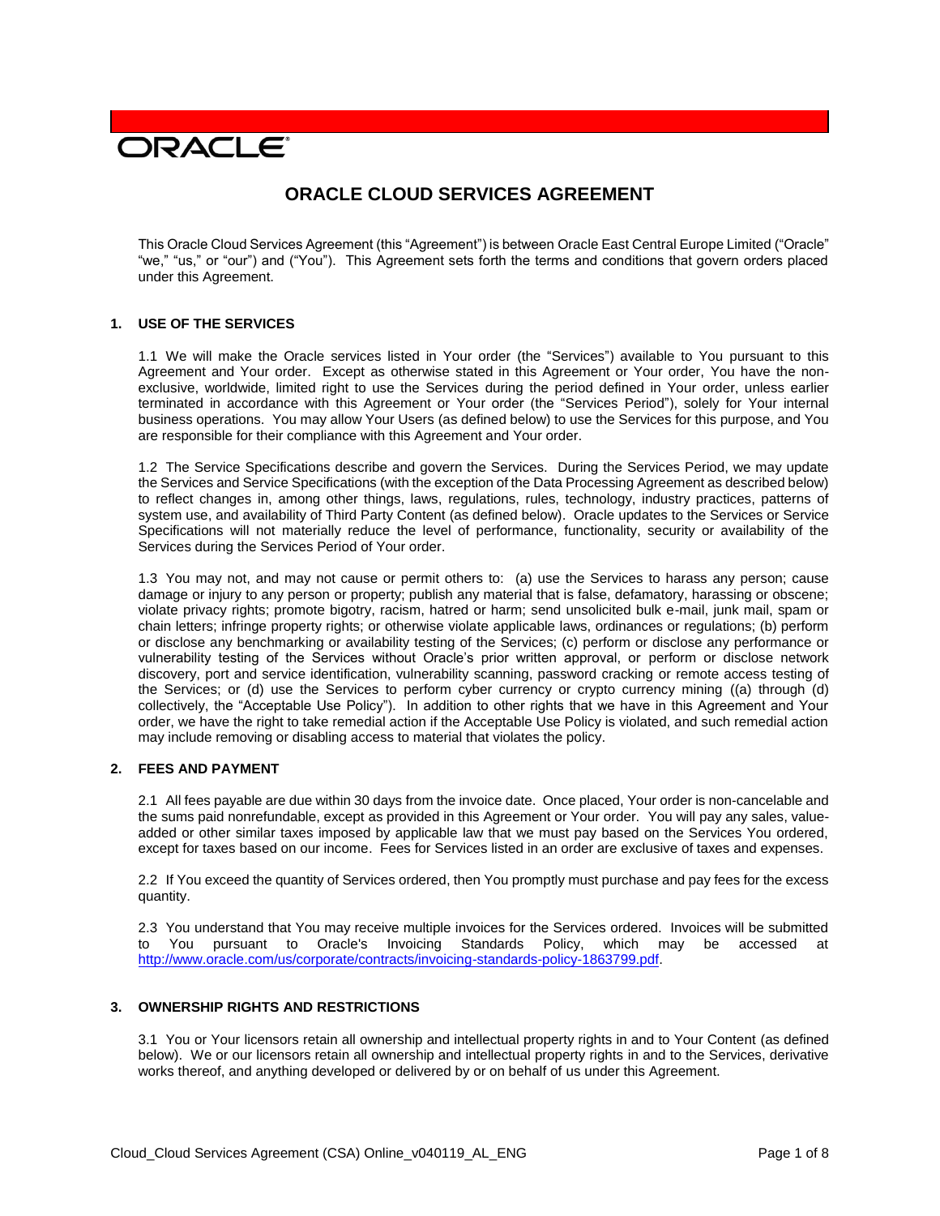ORACLE

# ORACLE CLOUD SERVICES AGREEMENT

This Oracle Cloud Services Agreement (this "Agreement") is between Oracle East Central Europe Limited ("Oracle" "we," "us," or "our") and ("You"). This Agreement sets forth the terms and conditions that govern orders placed under this Agreement.

## 1. USE OF THE SERVICES

1.1 We will make the Oracle services listed in Your order (the "Services") available to You pursuant to this Agreement and Your order. Except as otherwise stated in this Agreement or Your order, You have the non-exclusive, worldwide, limited right to use the Services during the period defined in Your order, unless earlier terminated in accordance with this Agreement or Your order (the "Services Period"), solely for Your internal business operations. You may allow Your Users (as defined below) to use the Services for this purpose, and You are responsible for their compliance with this Agreement and Your order.

1.2 The Service Specifications describe and govern the Services. During the Services Period, we may update the Services and Service Specifications (with the exception of the Data Processing Agreement as described below) to reflect changes in, among other things, laws, regulations, rules, technology, industry practices, patterns of system use, and availability of Third Party Content (as defined below). Oracle updates to the Services or Service Specifications will not materially reduce the level of performance, functionality, security or availability of the Services during the Services Period of Your order.

1.3 You may not, and may not cause or permit others to: (a) use the Services to harass any person; cause damage or injury to any person or property; publish any material that is false, defamatory, harassing or obscene; violate privacy rights; promote bigotry, racism, hatred or harm; send unsolicited bulk e-mail, junk mail, spam or chain letters; infringe property rights; or otherwise violate applicable laws, ordinances or regulations; (b) perform or disclose any benchmarking or availability testing of the Services; (c) perform or disclose any performance or vulnerability testing of the Services without Oracle's prior written approval, or perform or disclose network discovery, port and service identification, vulnerability scanning, password cracking or remote access testing of the Services; or (d) use the Services to perform cyber currency or crypto currency mining ((a) through (d) collectively, the "Acceptable Use Policy"). In addition to other rights that we have in this Agreement and Your order, we have the right to take remedial action if the Acceptable Use Policy is violated, and such remedial action may include removing or disabling access to material that violates the policy.

## 2. FEES AND PAYMENT

2.1 All fees payable are due within 30 days from the invoice date. Once placed, Your order is non-cancelable and the sums paid nonrefundable, except as provided in this Agreement or Your order. You will pay any sales, value-added or other similar taxes imposed by applicable law that we must pay based on the Services You ordered, except for taxes based on our income. Fees for Services listed in an order are exclusive of taxes and expenses.

2.2 If You exceed the quantity of Services ordered, then You promptly must purchase and pay fees for the excess quantity.

2.3 You understand that You may receive multiple invoices for the Services ordered. Invoices will be submitted to You pursuant to Oracle's Invoicing Standards Policy, which may be accessed at http://www.oracle.com/us/corporate/contracts/invoicing-standards-policy-1863799.pdf.

## 3. OWNERSHIP RIGHTS AND RESTRICTIONS

3.1 You or Your licensors retain all ownership and intellectual property rights in and to Your Content (as defined below). We or our licensors retain all ownership and intellectual property rights in and to the Services, derivative works thereof, and anything developed or delivered by or on behalf of us under this Agreement.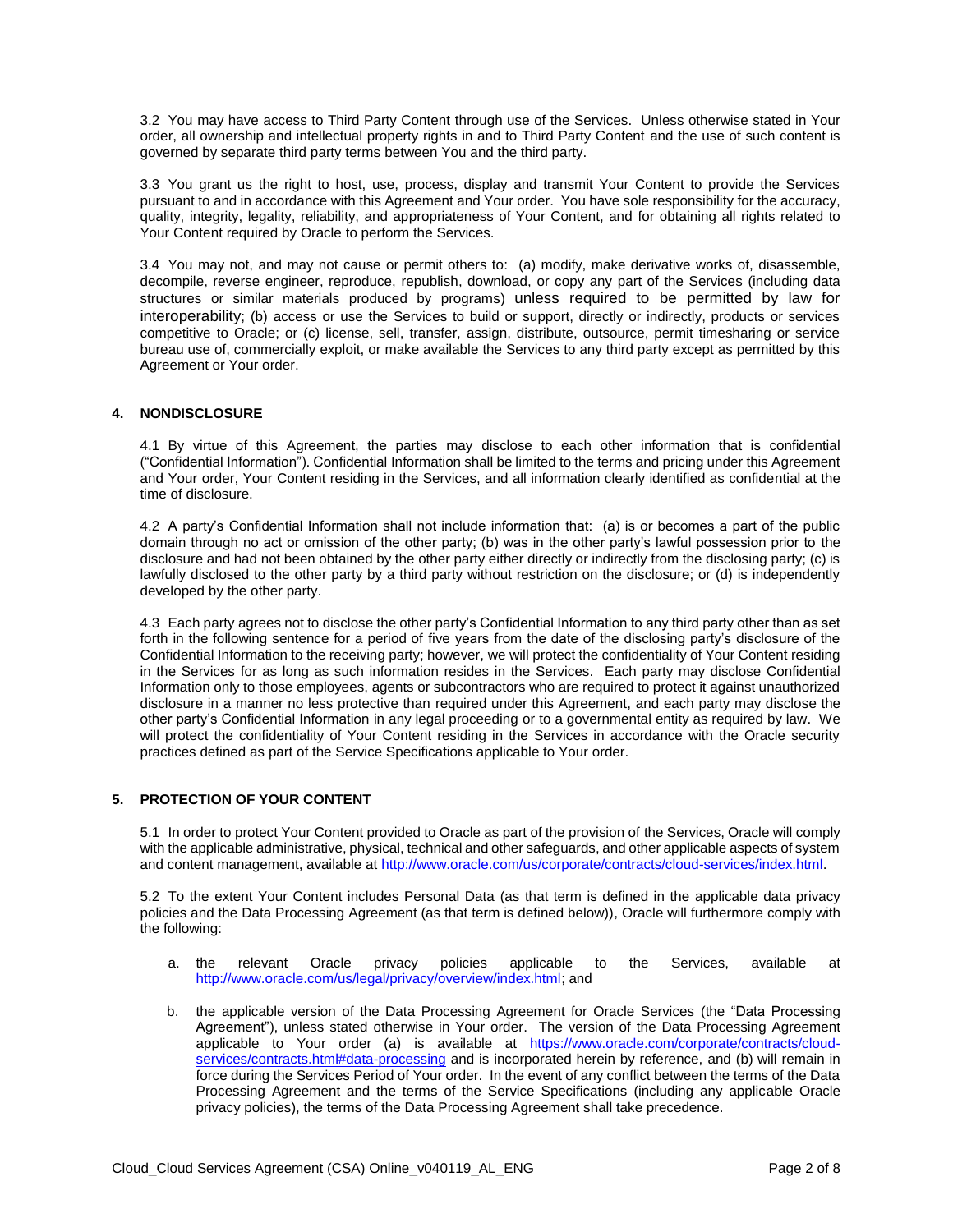3.2 You may have access to Third Party Content through use of the Services. Unless otherwise stated in Your order, all ownership and intellectual property rights in and to Third Party Content and the use of such content is governed by separate third party terms between You and the third party.

3.3 You grant us the right to host, use, process, display and transmit Your Content to provide the Services pursuant to and in accordance with this Agreement and Your order. You have sole responsibility for the accuracy, quality, integrity, legality, reliability, and appropriateness of Your Content, and for obtaining all rights related to Your Content required by Oracle to perform the Services.

3.4 You may not, and may not cause or permit others to: (a) modify, make derivative works of, disassemble, decompile, reverse engineer, reproduce, republish, download, or copy any part of the Services (including data structures or similar materials produced by programs) unless required to be permitted by law for interoperability; (b) access or use the Services to build or support, directly or indirectly, products or services competitive to Oracle; or (c) license, sell, transfer, assign, distribute, outsource, permit timesharing or service bureau use of, commercially exploit, or make available the Services to any third party except as permitted by this Agreement or Your order.

## 4. NONDISCLOSURE

4.1 By virtue of this Agreement, the parties may disclose to each other information that is confidential ("Confidential Information"). Confidential Information shall be limited to the terms and pricing under this Agreement and Your order, Your Content residing in the Services, and all information clearly identified as confidential at the time of disclosure.

4.2 A party's Confidential Information shall not include information that: (a) is or becomes a part of the public domain through no act or omission of the other party; (b) was in the other party's lawful possession prior to the disclosure and had not been obtained by the other party either directly or indirectly from the disclosing party; (c) is lawfully disclosed to the other party by a third party without restriction on the disclosure; or (d) is independently developed by the other party.

4.3 Each party agrees not to disclose the other party's Confidential Information to any third party other than as set forth in the following sentence for a period of five years from the date of the disclosing party's disclosure of the Confidential Information to the receiving party; however, we will protect the confidentiality of Your Content residing in the Services for as long as such information resides in the Services. Each party may disclose Confidential Information only to those employees, agents or subcontractors who are required to protect it against unauthorized disclosure in a manner no less protective than required under this Agreement, and each party may disclose the other party's Confidential Information in any legal proceeding or to a governmental entity as required by law. We will protect the confidentiality of Your Content residing in the Services in accordance with the Oracle security practices defined as part of the Service Specifications applicable to Your order.

## 5. PROTECTION OF YOUR CONTENT

5.1 In order to protect Your Content provided to Oracle as part of the provision of the Services, Oracle will comply with the applicable administrative, physical, technical and other safeguards, and other applicable aspects of system and content management, available at http://www.oracle.com/us/corporate/contracts/cloud-services/index.html.

5.2 To the extent Your Content includes Personal Data (as that term is defined in the applicable data privacy policies and the Data Processing Agreement (as that term is defined below)), Oracle will furthermore comply with the following:

a. the relevant Oracle privacy policies applicable to the Services, available at http://www.oracle.com/us/legal/privacy/overview/index.html; and

b. the applicable version of the Data Processing Agreement for Oracle Services (the "Data Processing Agreement"), unless stated otherwise in Your order. The version of the Data Processing Agreement applicable to Your order (a) is available at https://www.oracle.com/corporate/contracts/cloud-services/contracts.html#data-processing and is incorporated herein by reference, and (b) will remain in force during the Services Period of Your order. In the event of any conflict between the terms of the Data Processing Agreement and the terms of the Service Specifications (including any applicable Oracle privacy policies), the terms of the Data Processing Agreement shall take precedence.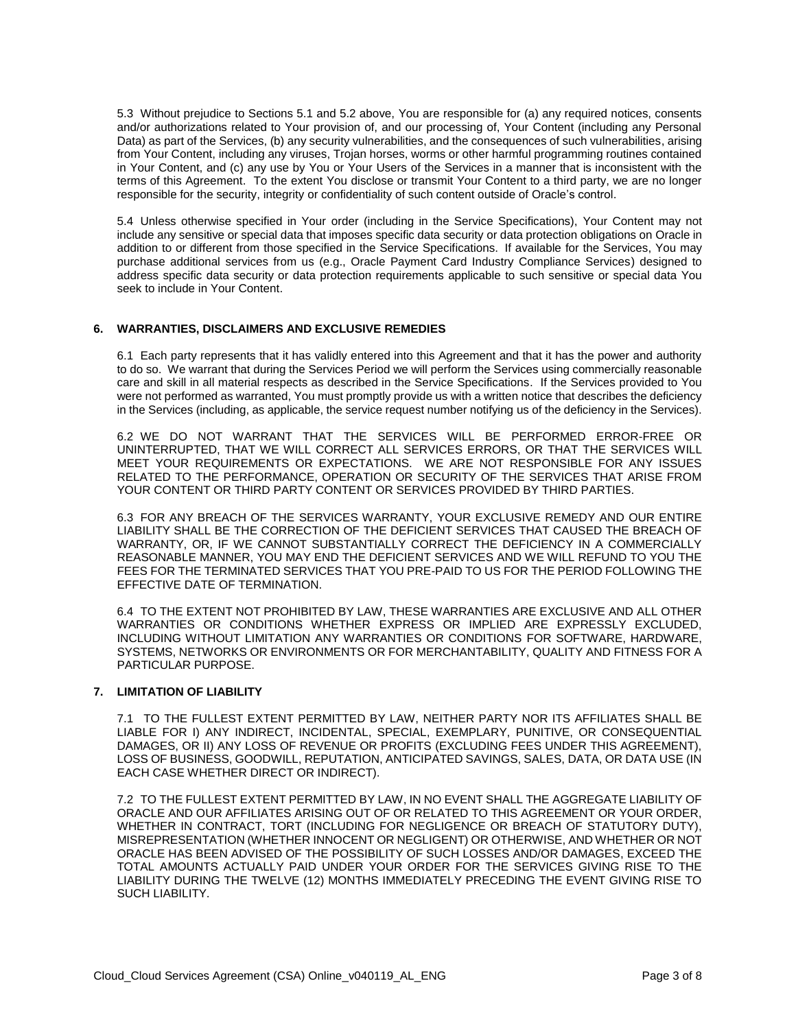5.3 Without prejudice to Sections 5.1 and 5.2 above, You are responsible for (a) any required notices, consents and/or authorizations related to Your provision of, and our processing of, Your Content (including any Personal Data) as part of the Services, (b) any security vulnerabilities, and the consequences of such vulnerabilities, arising from Your Content, including any viruses, Trojan horses, worms or other harmful programming routines contained in Your Content, and (c) any use by You or Your Users of the Services in a manner that is inconsistent with the terms of this Agreement. To the extent You disclose or transmit Your Content to a third party, we are no longer responsible for the security, integrity or confidentiality of such content outside of Oracle's control.

5.4 Unless otherwise specified in Your order (including in the Service Specifications), Your Content may not include any sensitive or special data that imposes specific data security or data protection obligations on Oracle in addition to or different from those specified in the Service Specifications. If available for the Services, You may purchase additional services from us (e.g., Oracle Payment Card Industry Compliance Services) designed to address specific data security or data protection requirements applicable to such sensitive or special data You seek to include in Your Content.

## 6. WARRANTIES, DISCLAIMERS AND EXCLUSIVE REMEDIES

6.1 Each party represents that it has validly entered into this Agreement and that it has the power and authority to do so. We warrant that during the Services Period we will perform the Services using commercially reasonable care and skill in all material respects as described in the Service Specifications. If the Services provided to You were not performed as warranted, You must promptly provide us with a written notice that describes the deficiency in the Services (including, as applicable, the service request number notifying us of the deficiency in the Services).

6.2 WE DO NOT WARRANT THAT THE SERVICES WILL BE PERFORMED ERROR-FREE OR UNINTERRUPTED, THAT WE WILL CORRECT ALL SERVICES ERRORS, OR THAT THE SERVICES WILL MEET YOUR REQUIREMENTS OR EXPECTATIONS. WE ARE NOT RESPONSIBLE FOR ANY ISSUES RELATED TO THE PERFORMANCE, OPERATION OR SECURITY OF THE SERVICES THAT ARISE FROM YOUR CONTENT OR THIRD PARTY CONTENT OR SERVICES PROVIDED BY THIRD PARTIES.

6.3 FOR ANY BREACH OF THE SERVICES WARRANTY, YOUR EXCLUSIVE REMEDY AND OUR ENTIRE LIABILITY SHALL BE THE CORRECTION OF THE DEFICIENT SERVICES THAT CAUSED THE BREACH OF WARRANTY, OR, IF WE CANNOT SUBSTANTIALLY CORRECT THE DEFICIENCY IN A COMMERCIALLY REASONABLE MANNER, YOU MAY END THE DEFICIENT SERVICES AND WE WILL REFUND TO YOU THE FEES FOR THE TERMINATED SERVICES THAT YOU PRE-PAID TO US FOR THE PERIOD FOLLOWING THE EFFECTIVE DATE OF TERMINATION.

6.4 TO THE EXTENT NOT PROHIBITED BY LAW, THESE WARRANTIES ARE EXCLUSIVE AND ALL OTHER WARRANTIES OR CONDITIONS WHETHER EXPRESS OR IMPLIED ARE EXPRESSLY EXCLUDED, INCLUDING WITHOUT LIMITATION ANY WARRANTIES OR CONDITIONS FOR SOFTWARE, HARDWARE, SYSTEMS, NETWORKS OR ENVIRONMENTS OR FOR MERCHANTABILITY, QUALITY AND FITNESS FOR A PARTICULAR PURPOSE.

## 7. LIMITATION OF LIABILITY

7.1 TO THE FULLEST EXTENT PERMITTED BY LAW, NEITHER PARTY NOR ITS AFFILIATES SHALL BE LIABLE FOR I) ANY INDIRECT, INCIDENTAL, SPECIAL, EXEMPLARY, PUNITIVE, OR CONSEQUENTIAL DAMAGES, OR II) ANY LOSS OF REVENUE OR PROFITS (EXCLUDING FEES UNDER THIS AGREEMENT), LOSS OF BUSINESS, GOODWILL, REPUTATION, ANTICIPATED SAVINGS, SALES, DATA, OR DATA USE (IN EACH CASE WHETHER DIRECT OR INDIRECT).

7.2 TO THE FULLEST EXTENT PERMITTED BY LAW, IN NO EVENT SHALL THE AGGREGATE LIABILITY OF ORACLE AND OUR AFFILIATES ARISING OUT OF OR RELATED TO THIS AGREEMENT OR YOUR ORDER, WHETHER IN CONTRACT, TORT (INCLUDING FOR NEGLIGENCE OR BREACH OF STATUTORY DUTY), MISREPRESENTATION (WHETHER INNOCENT OR NEGLIGENT) OR OTHERWISE, AND WHETHER OR NOT ORACLE HAS BEEN ADVISED OF THE POSSIBILITY OF SUCH LOSSES AND/OR DAMAGES, EXCEED THE TOTAL AMOUNTS ACTUALLY PAID UNDER YOUR ORDER FOR THE SERVICES GIVING RISE TO THE LIABILITY DURING THE TWELVE (12) MONTHS IMMEDIATELY PRECEDING THE EVENT GIVING RISE TO SUCH LIABILITY.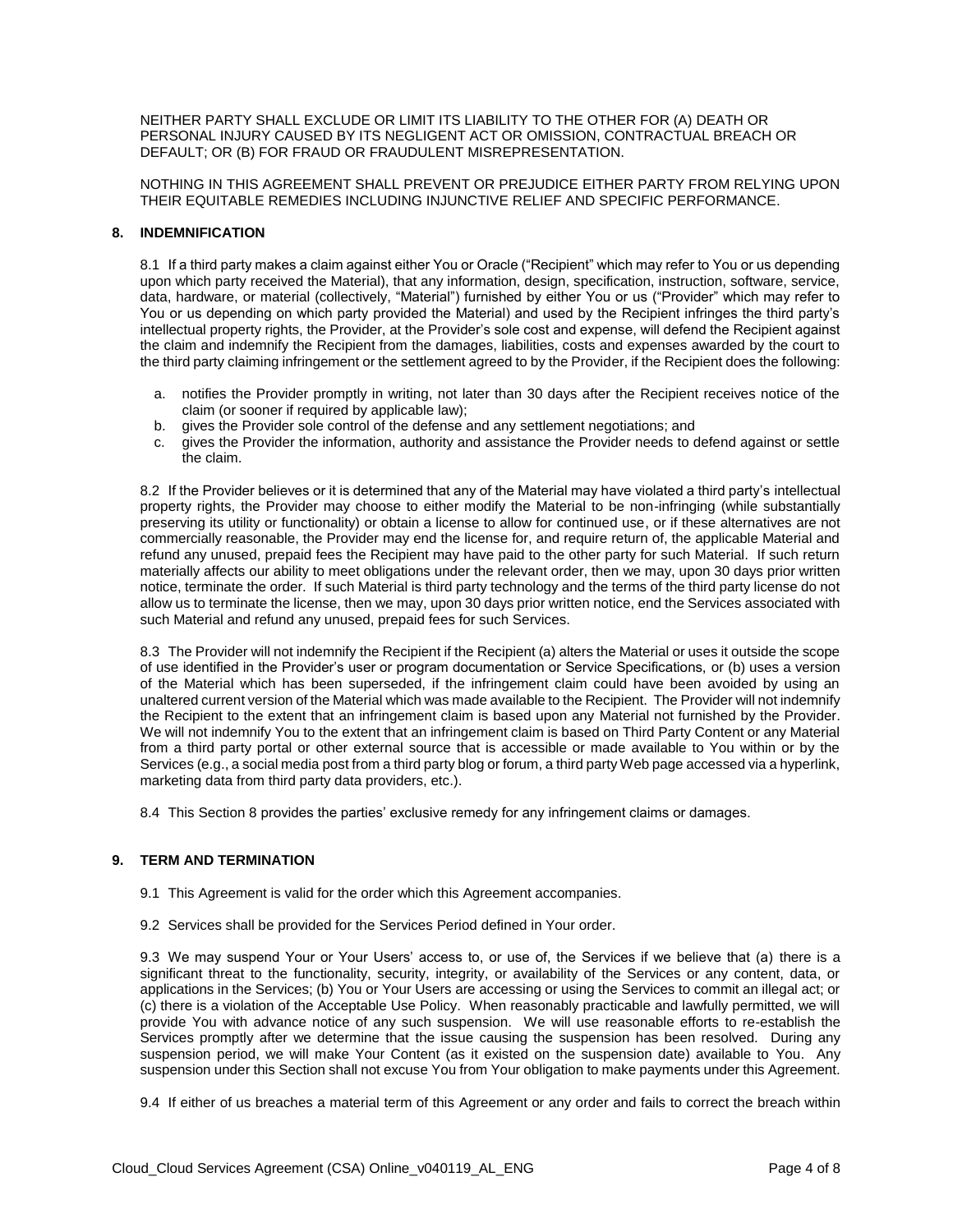NEITHER PARTY SHALL EXCLUDE OR LIMIT ITS LIABILITY TO THE OTHER FOR (A) DEATH OR PERSONAL INJURY CAUSED BY ITS NEGLIGENT ACT OR OMISSION, CONTRACTUAL BREACH OR DEFAULT; OR (B) FOR FRAUD OR FRAUDULENT MISREPRESENTATION.

NOTHING IN THIS AGREEMENT SHALL PREVENT OR PREJUDICE EITHER PARTY FROM RELYING UPON THEIR EQUITABLE REMEDIES INCLUDING INJUNCTIVE RELIEF AND SPECIFIC PERFORMANCE.

## 8. INDEMNIFICATION

8.1 If a third party makes a claim against either You or Oracle ("Recipient" which may refer to You or us depending upon which party received the Material), that any information, design, specification, instruction, software, service, data, hardware, or material (collectively, "Material") furnished by either You or us ("Provider" which may refer to You or us depending on which party provided the Material) and used by the Recipient infringes the third party's intellectual property rights, the Provider, at the Provider's sole cost and expense, will defend the Recipient against the claim and indemnify the Recipient from the damages, liabilities, costs and expenses awarded by the court to the third party claiming infringement or the settlement agreed to by the Provider, if the Recipient does the following:

a. notifies the Provider promptly in writing, not later than 30 days after the Recipient receives notice of the claim (or sooner if required by applicable law);
b. gives the Provider sole control of the defense and any settlement negotiations; and
c. gives the Provider the information, authority and assistance the Provider needs to defend against or settle the claim.

8.2 If the Provider believes or it is determined that any of the Material may have violated a third party's intellectual property rights, the Provider may choose to either modify the Material to be non-infringing (while substantially preserving its utility or functionality) or obtain a license to allow for continued use, or if these alternatives are not commercially reasonable, the Provider may end the license for, and require return of, the applicable Material and refund any unused, prepaid fees the Recipient may have paid to the other party for such Material. If such return materially affects our ability to meet obligations under the relevant order, then we may, upon 30 days prior written notice, terminate the order. If such Material is third party technology and the terms of the third party license do not allow us to terminate the license, then we may, upon 30 days prior written notice, end the Services associated with such Material and refund any unused, prepaid fees for such Services.

8.3 The Provider will not indemnify the Recipient if the Recipient (a) alters the Material or uses it outside the scope of use identified in the Provider's user or program documentation or Service Specifications, or (b) uses a version of the Material which has been superseded, if the infringement claim could have been avoided by using an unaltered current version of the Material which was made available to the Recipient. The Provider will not indemnify the Recipient to the extent that an infringement claim is based upon any Material not furnished by the Provider. We will not indemnify You to the extent that an infringement claim is based on Third Party Content or any Material from a third party portal or other external source that is accessible or made available to You within or by the Services (e.g., a social media post from a third party blog or forum, a third party Web page accessed via a hyperlink, marketing data from third party data providers, etc.).

8.4 This Section 8 provides the parties' exclusive remedy for any infringement claims or damages.

## 9. TERM AND TERMINATION

9.1 This Agreement is valid for the order which this Agreement accompanies.

9.2 Services shall be provided for the Services Period defined in Your order.

9.3 We may suspend Your or Your Users' access to, or use of, the Services if we believe that (a) there is a significant threat to the functionality, security, integrity, or availability of the Services or any content, data, or applications in the Services; (b) You or Your Users are accessing or using the Services to commit an illegal act; or (c) there is a violation of the Acceptable Use Policy. When reasonably practicable and lawfully permitted, we will provide You with advance notice of any such suspension. We will use reasonable efforts to re-establish the Services promptly after we determine that the issue causing the suspension has been resolved. During any suspension period, we will make Your Content (as it existed on the suspension date) available to You. Any suspension under this Section shall not excuse You from Your obligation to make payments under this Agreement.

9.4 If either of us breaches a material term of this Agreement or any order and fails to correct the breach within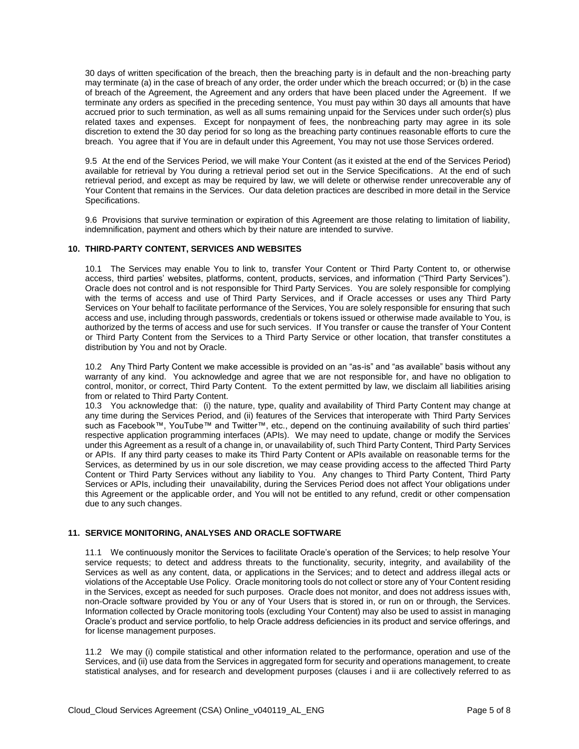30 days of written specification of the breach, then the breaching party is in default and the non-breaching party may terminate (a) in the case of breach of any order, the order under which the breach occurred; or (b) in the case of breach of the Agreement, the Agreement and any orders that have been placed under the Agreement. If we terminate any orders as specified in the preceding sentence, You must pay within 30 days all amounts that have accrued prior to such termination, as well as all sums remaining unpaid for the Services under such order(s) plus related taxes and expenses. Except for nonpayment of fees, the nonbreaching party may agree in its sole discretion to extend the 30 day period for so long as the breaching party continues reasonable efforts to cure the breach. You agree that if You are in default under this Agreement, You may not use those Services ordered.

9.5 At the end of the Services Period, we will make Your Content (as it existed at the end of the Services Period) available for retrieval by You during a retrieval period set out in the Service Specifications. At the end of such retrieval period, and except as may be required by law, we will delete or otherwise render unrecoverable any of Your Content that remains in the Services. Our data deletion practices are described in more detail in the Service Specifications.

9.6 Provisions that survive termination or expiration of this Agreement are those relating to limitation of liability, indemnification, payment and others which by their nature are intended to survive.

## 10. THIRD-PARTY CONTENT, SERVICES AND WEBSITES

10.1 The Services may enable You to link to, transfer Your Content or Third Party Content to, or otherwise access, third parties' websites, platforms, content, products, services, and information ("Third Party Services"). Oracle does not control and is not responsible for Third Party Services. You are solely responsible for complying with the terms of access and use of Third Party Services, and if Oracle accesses or uses any Third Party Services on Your behalf to facilitate performance of the Services, You are solely responsible for ensuring that such access and use, including through passwords, credentials or tokens issued or otherwise made available to You, is authorized by the terms of access and use for such services. If You transfer or cause the transfer of Your Content or Third Party Content from the Services to a Third Party Service or other location, that transfer constitutes a distribution by You and not by Oracle.

10.2 Any Third Party Content we make accessible is provided on an "as-is" and "as available" basis without any warranty of any kind. You acknowledge and agree that we are not responsible for, and have no obligation to control, monitor, or correct, Third Party Content. To the extent permitted by law, we disclaim all liabilities arising from or related to Third Party Content.

10.3 You acknowledge that: (i) the nature, type, quality and availability of Third Party Content may change at any time during the Services Period, and (ii) features of the Services that interoperate with Third Party Services such as Facebook™, YouTube™ and Twitter™, etc., depend on the continuing availability of such third parties' respective application programming interfaces (APIs). We may need to update, change or modify the Services under this Agreement as a result of a change in, or unavailability of, such Third Party Content, Third Party Services or APIs. If any third party ceases to make its Third Party Content or APIs available on reasonable terms for the Services, as determined by us in our sole discretion, we may cease providing access to the affected Third Party Content or Third Party Services without any liability to You. Any changes to Third Party Content, Third Party Services or APIs, including their unavailability, during the Services Period does not affect Your obligations under this Agreement or the applicable order, and You will not be entitled to any refund, credit or other compensation due to any such changes.

## 11. SERVICE MONITORING, ANALYSES AND ORACLE SOFTWARE

11.1 We continuously monitor the Services to facilitate Oracle's operation of the Services; to help resolve Your service requests; to detect and address threats to the functionality, security, integrity, and availability of the Services as well as any content, data, or applications in the Services; and to detect and address illegal acts or violations of the Acceptable Use Policy. Oracle monitoring tools do not collect or store any of Your Content residing in the Services, except as needed for such purposes. Oracle does not monitor, and does not address issues with, non-Oracle software provided by You or any of Your Users that is stored in, or run on or through, the Services. Information collected by Oracle monitoring tools (excluding Your Content) may also be used to assist in managing Oracle's product and service portfolio, to help Oracle address deficiencies in its product and service offerings, and for license management purposes.

11.2 We may (i) compile statistical and other information related to the performance, operation and use of the Services, and (ii) use data from the Services in aggregated form for security and operations management, to create statistical analyses, and for research and development purposes (clauses i and ii are collectively referred to as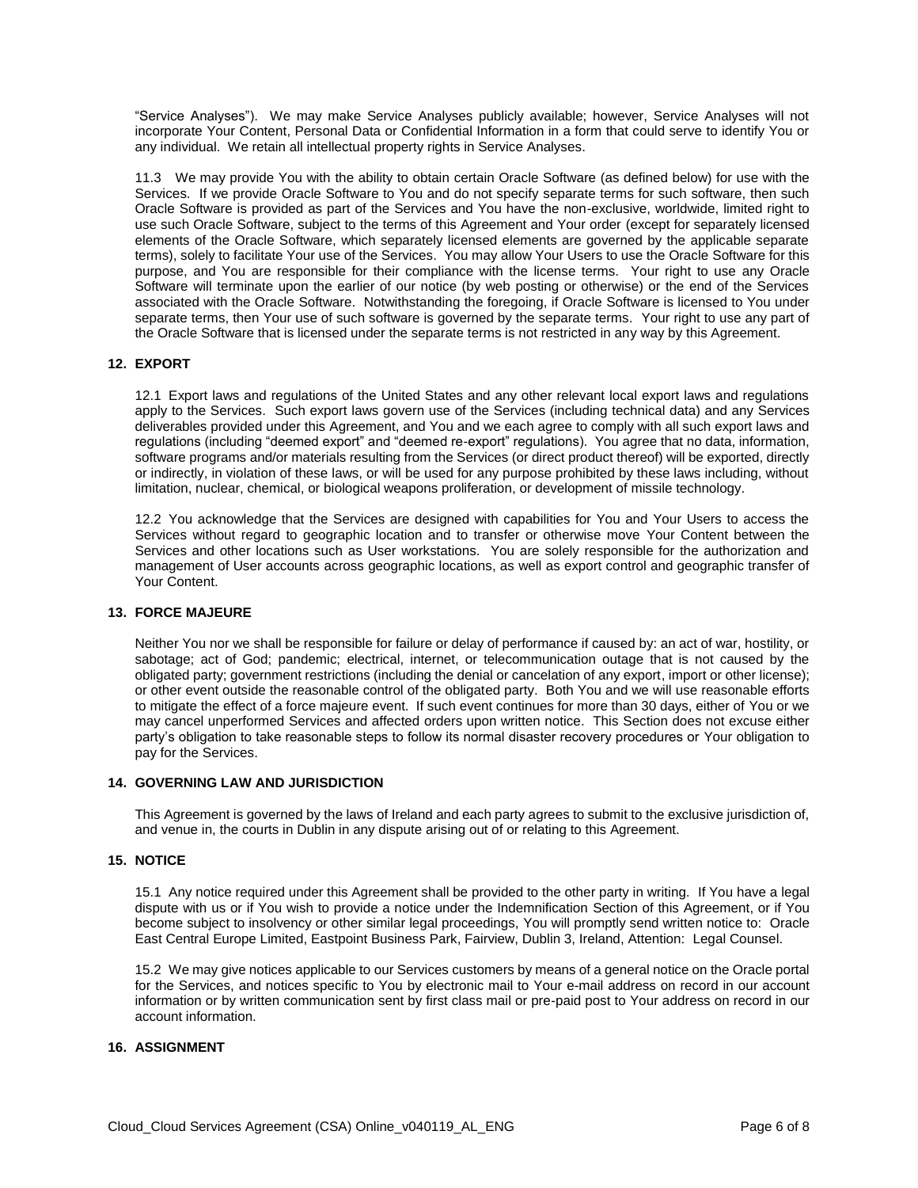"Service Analyses"). We may make Service Analyses publicly available; however, Service Analyses will not incorporate Your Content, Personal Data or Confidential Information in a form that could serve to identify You or any individual. We retain all intellectual property rights in Service Analyses.

11.3 We may provide You with the ability to obtain certain Oracle Software (as defined below) for use with the Services. If we provide Oracle Software to You and do not specify separate terms for such software, then such Oracle Software is provided as part of the Services and You have the non-exclusive, worldwide, limited right to use such Oracle Software, subject to the terms of this Agreement and Your order (except for separately licensed elements of the Oracle Software, which separately licensed elements are governed by the applicable separate terms), solely to facilitate Your use of the Services. You may allow Your Users to use the Oracle Software for this purpose, and You are responsible for their compliance with the license terms. Your right to use any Oracle Software will terminate upon the earlier of our notice (by web posting or otherwise) or the end of the Services associated with the Oracle Software. Notwithstanding the foregoing, if Oracle Software is licensed to You under separate terms, then Your use of such software is governed by the separate terms. Your right to use any part of the Oracle Software that is licensed under the separate terms is not restricted in any way by this Agreement.

## 12. EXPORT

12.1 Export laws and regulations of the United States and any other relevant local export laws and regulations apply to the Services. Such export laws govern use of the Services (including technical data) and any Services deliverables provided under this Agreement, and You and we each agree to comply with all such export laws and regulations (including "deemed export" and "deemed re-export" regulations). You agree that no data, information, software programs and/or materials resulting from the Services (or direct product thereof) will be exported, directly or indirectly, in violation of these laws, or will be used for any purpose prohibited by these laws including, without limitation, nuclear, chemical, or biological weapons proliferation, or development of missile technology.

12.2 You acknowledge that the Services are designed with capabilities for You and Your Users to access the Services without regard to geographic location and to transfer or otherwise move Your Content between the Services and other locations such as User workstations. You are solely responsible for the authorization and management of User accounts across geographic locations, as well as export control and geographic transfer of Your Content.

## 13. FORCE MAJEURE

Neither You nor we shall be responsible for failure or delay of performance if caused by: an act of war, hostility, or sabotage; act of God; pandemic; electrical, internet, or telecommunication outage that is not caused by the obligated party; government restrictions (including the denial or cancelation of any export, import or other license); or other event outside the reasonable control of the obligated party. Both You and we will use reasonable efforts to mitigate the effect of a force majeure event. If such event continues for more than 30 days, either of You or we may cancel unperformed Services and affected orders upon written notice. This Section does not excuse either party's obligation to take reasonable steps to follow its normal disaster recovery procedures or Your obligation to pay for the Services.

## 14. GOVERNING LAW AND JURISDICTION

This Agreement is governed by the laws of Ireland and each party agrees to submit to the exclusive jurisdiction of, and venue in, the courts in Dublin in any dispute arising out of or relating to this Agreement.

## 15. NOTICE

15.1 Any notice required under this Agreement shall be provided to the other party in writing. If You have a legal dispute with us or if You wish to provide a notice under the Indemnification Section of this Agreement, or if You become subject to insolvency or other similar legal proceedings, You will promptly send written notice to: Oracle East Central Europe Limited, Eastpoint Business Park, Fairview, Dublin 3, Ireland, Attention: Legal Counsel.

15.2 We may give notices applicable to our Services customers by means of a general notice on the Oracle portal for the Services, and notices specific to You by electronic mail to Your e-mail address on record in our account information or by written communication sent by first class mail or pre-paid post to Your address on record in our account information.

## 16. ASSIGNMENT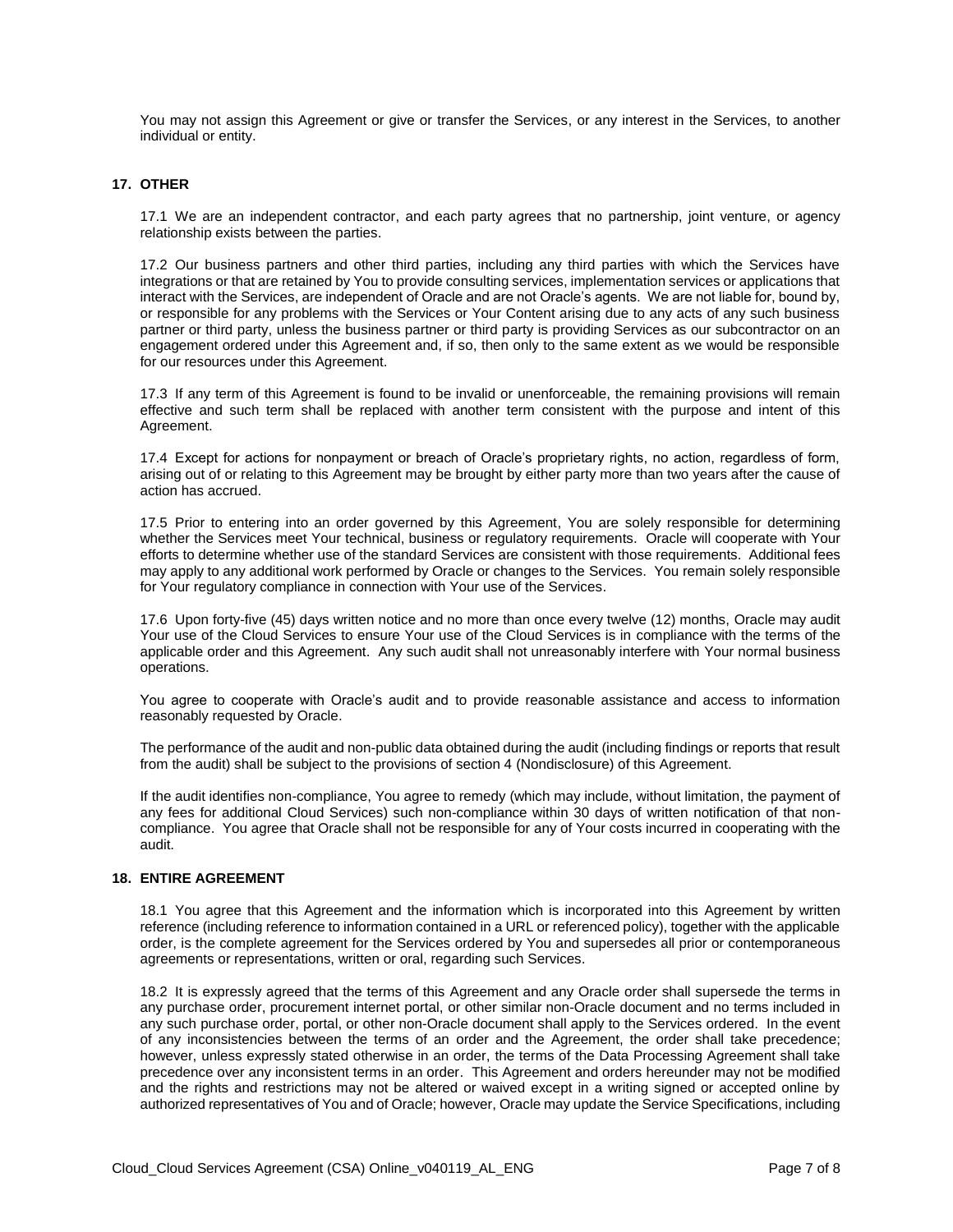You may not assign this Agreement or give or transfer the Services, or any interest in the Services, to another individual or entity.

## 17. OTHER

17.1 We are an independent contractor, and each party agrees that no partnership, joint venture, or agency relationship exists between the parties.

17.2 Our business partners and other third parties, including any third parties with which the Services have integrations or that are retained by You to provide consulting services, implementation services or applications that interact with the Services, are independent of Oracle and are not Oracle's agents. We are not liable for, bound by, or responsible for any problems with the Services or Your Content arising due to any acts of any such business partner or third party, unless the business partner or third party is providing Services as our subcontractor on an engagement ordered under this Agreement and, if so, then only to the same extent as we would be responsible for our resources under this Agreement.

17.3 If any term of this Agreement is found to be invalid or unenforceable, the remaining provisions will remain effective and such term shall be replaced with another term consistent with the purpose and intent of this Agreement.

17.4 Except for actions for nonpayment or breach of Oracle's proprietary rights, no action, regardless of form, arising out of or relating to this Agreement may be brought by either party more than two years after the cause of action has accrued.

17.5 Prior to entering into an order governed by this Agreement, You are solely responsible for determining whether the Services meet Your technical, business or regulatory requirements. Oracle will cooperate with Your efforts to determine whether use of the standard Services are consistent with those requirements. Additional fees may apply to any additional work performed by Oracle or changes to the Services. You remain solely responsible for Your regulatory compliance in connection with Your use of the Services.

17.6 Upon forty-five (45) days written notice and no more than once every twelve (12) months, Oracle may audit Your use of the Cloud Services to ensure Your use of the Cloud Services is in compliance with the terms of the applicable order and this Agreement. Any such audit shall not unreasonably interfere with Your normal business operations.

You agree to cooperate with Oracle's audit and to provide reasonable assistance and access to information reasonably requested by Oracle.

The performance of the audit and non-public data obtained during the audit (including findings or reports that result from the audit) shall be subject to the provisions of section 4 (Nondisclosure) of this Agreement.

If the audit identifies non-compliance, You agree to remedy (which may include, without limitation, the payment of any fees for additional Cloud Services) such non-compliance within 30 days of written notification of that non-compliance. You agree that Oracle shall not be responsible for any of Your costs incurred in cooperating with the audit.

## 18. ENTIRE AGREEMENT

18.1 You agree that this Agreement and the information which is incorporated into this Agreement by written reference (including reference to information contained in a URL or referenced policy), together with the applicable order, is the complete agreement for the Services ordered by You and supersedes all prior or contemporaneous agreements or representations, written or oral, regarding such Services.

18.2 It is expressly agreed that the terms of this Agreement and any Oracle order shall supersede the terms in any purchase order, procurement internet portal, or other similar non-Oracle document and no terms included in any such purchase order, portal, or other non-Oracle document shall apply to the Services ordered. In the event of any inconsistencies between the terms of an order and the Agreement, the order shall take precedence; however, unless expressly stated otherwise in an order, the terms of the Data Processing Agreement shall take precedence over any inconsistent terms in an order. This Agreement and orders hereunder may not be modified and the rights and restrictions may not be altered or waived except in a writing signed or accepted online by authorized representatives of You and of Oracle; however, Oracle may update the Service Specifications, including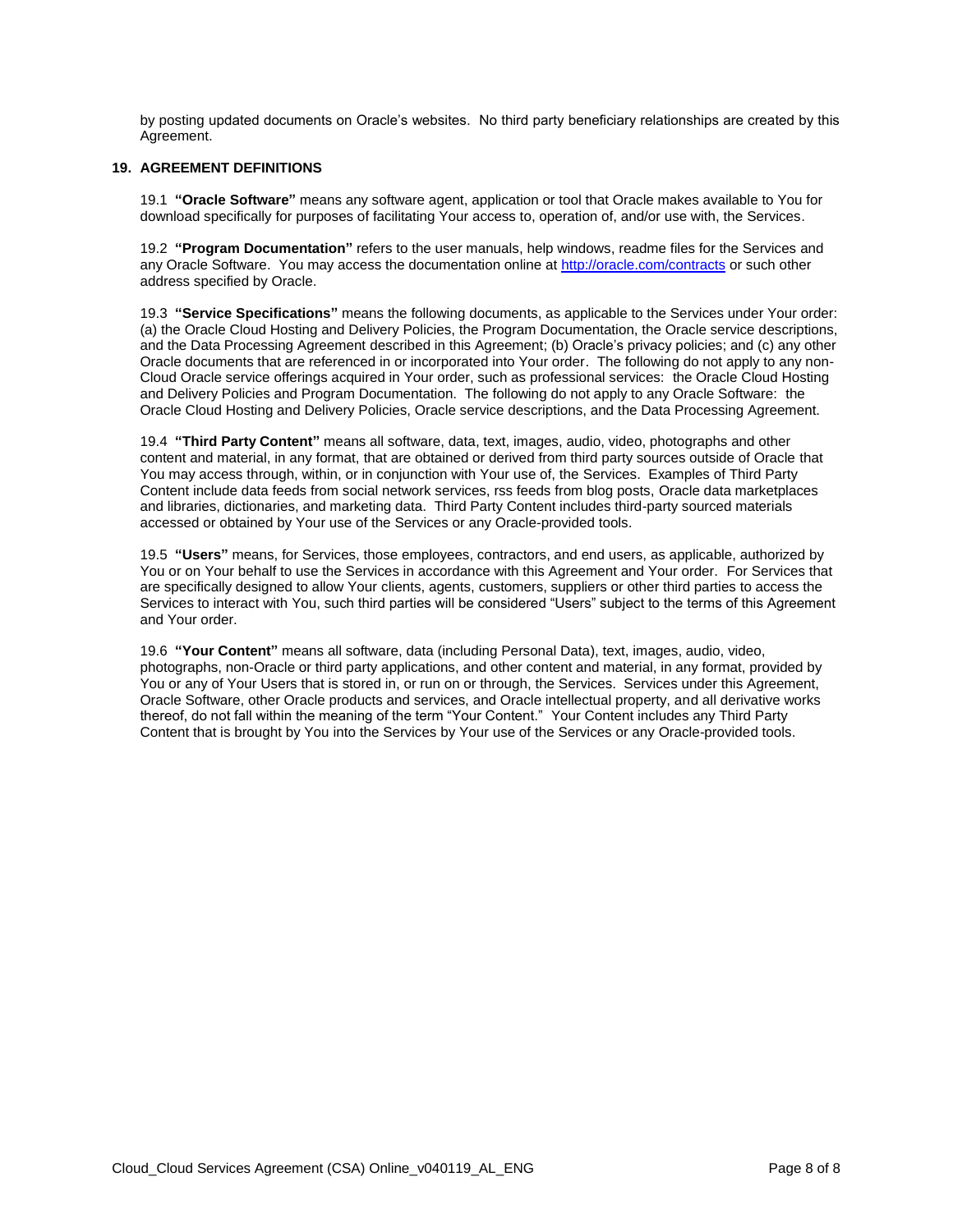by posting updated documents on Oracle's websites. No third party beneficiary relationships are created by this Agreement.

**19. AGREEMENT DEFINITIONS**

19.1 **"Oracle Software"** means any software agent, application or tool that Oracle makes available to You for download specifically for purposes of facilitating Your access to, operation of, and/or use with, the Services.

19.2 **"Program Documentation"** refers to the user manuals, help windows, readme files for the Services and any Oracle Software. You may access the documentation online at [http://oracle.com/contracts](http://oracle.com/contracts) or such other address specified by Oracle.

19.3 **"Service Specifications"** means the following documents, as applicable to the Services under Your order: (a) the Oracle Cloud Hosting and Delivery Policies, the Program Documentation, the Oracle service descriptions, and the Data Processing Agreement described in this Agreement; (b) Oracle's privacy policies; and (c) any other Oracle documents that are referenced in or incorporated into Your order. The following do not apply to any non-Cloud Oracle service offerings acquired in Your order, such as professional services: the Oracle Cloud Hosting and Delivery Policies and Program Documentation. The following do not apply to any Oracle Software: the Oracle Cloud Hosting and Delivery Policies, Oracle service descriptions, and the Data Processing Agreement.

19.4 **"Third Party Content"** means all software, data, text, images, audio, video, photographs and other content and material, in any format, that are obtained or derived from third party sources outside of Oracle that You may access through, within, or in conjunction with Your use of, the Services. Examples of Third Party Content include data feeds from social network services, rss feeds from blog posts, Oracle data marketplaces and libraries, dictionaries, and marketing data. Third Party Content includes third-party sourced materials accessed or obtained by Your use of the Services or any Oracle-provided tools.

19.5 **"Users"** means, for Services, those employees, contractors, and end users, as applicable, authorized by You or on Your behalf to use the Services in accordance with this Agreement and Your order. For Services that are specifically designed to allow Your clients, agents, customers, suppliers or other third parties to access the Services to interact with You, such third parties will be considered "Users" subject to the terms of this Agreement and Your order.

19.6 **"Your Content"** means all software, data (including Personal Data), text, images, audio, video, photographs, non-Oracle or third party applications, and other content and material, in any format, provided by You or any of Your Users that is stored in, or run on or through, the Services. Services under this Agreement, Oracle Software, other Oracle products and services, and Oracle intellectual property, and all derivative works thereof, do not fall within the meaning of the term "Your Content." Your Content includes any Third Party Content that is brought by You into the Services by Your use of the Services or any Oracle-provided tools.